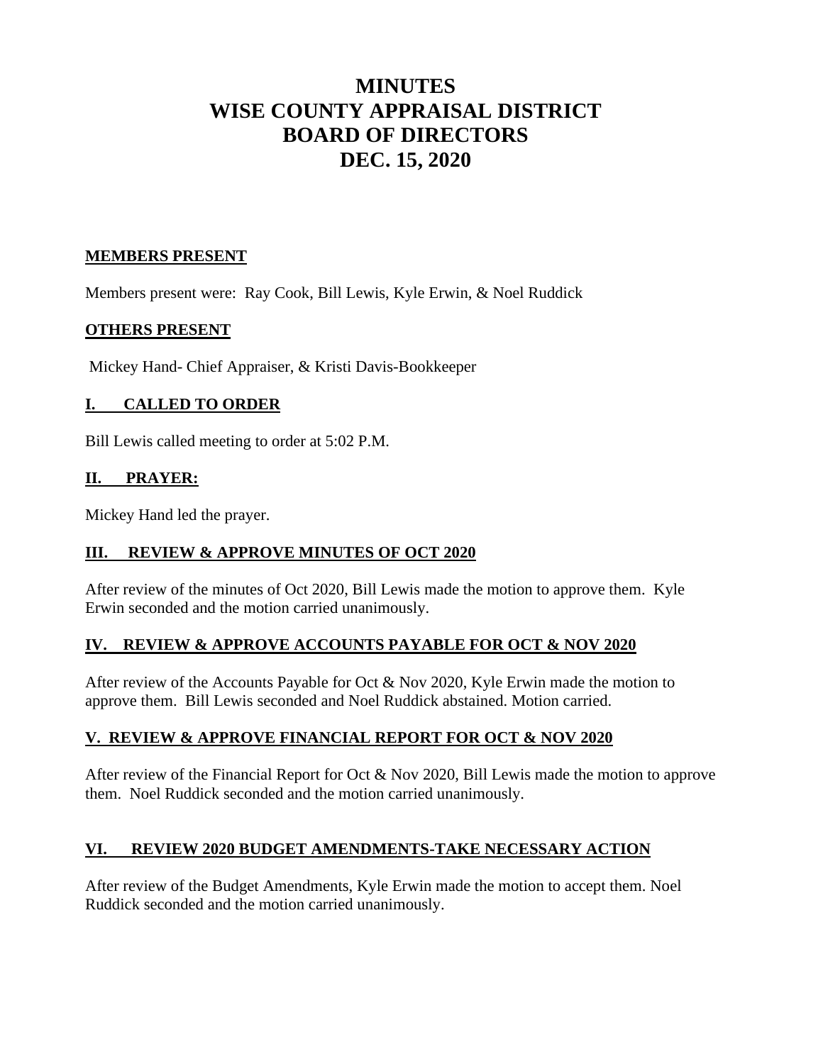# MINUTES
# WISE COUNTY APPRAISAL DISTRICT
# BOARD OF DIRECTORS
# DEC. 15, 2020

## MEMBERS PRESENT

Members present were: Ray Cook, Bill Lewis, Kyle Erwin, & Noel Ruddick

## OTHERS PRESENT

Mickey Hand- Chief Appraiser, & Kristi Davis-Bookkeeper

## I. CALLED TO ORDER

Bill Lewis called meeting to order at 5:02 P.M.

## II. PRAYER:

Mickey Hand led the prayer.

## III. REVIEW & APPROVE MINUTES OF OCT 2020

After review of the minutes of Oct 2020, Bill Lewis made the motion to approve them. Kyle Erwin seconded and the motion carried unanimously.

## IV. REVIEW & APPROVE ACCOUNTS PAYABLE FOR OCT & NOV 2020

After review of the Accounts Payable for Oct & Nov 2020, Kyle Erwin made the motion to approve them. Bill Lewis seconded and Noel Ruddick abstained. Motion carried.

## V. REVIEW & APPROVE FINANCIAL REPORT FOR OCT & NOV 2020

After review of the Financial Report for Oct & Nov 2020, Bill Lewis made the motion to approve them. Noel Ruddick seconded and the motion carried unanimously.

## VI. REVIEW 2020 BUDGET AMENDMENTS-TAKE NECESSARY ACTION

After review of the Budget Amendments, Kyle Erwin made the motion to accept them. Noel Ruddick seconded and the motion carried unanimously.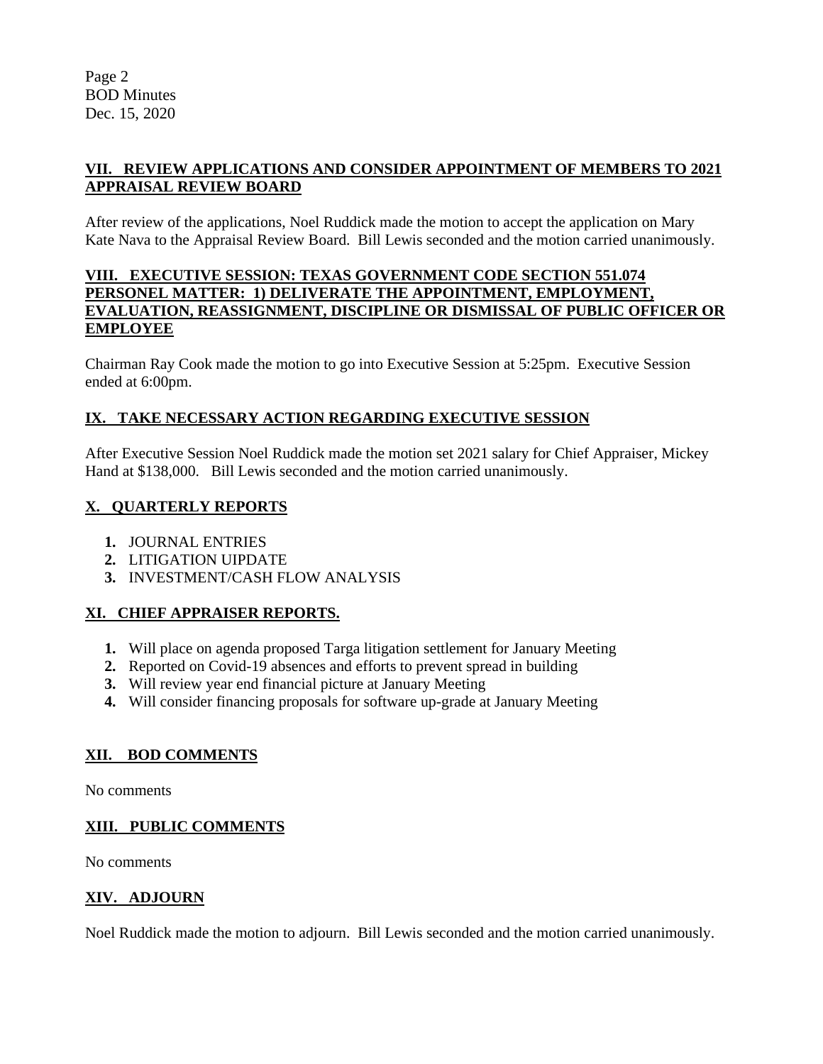## VII. REVIEW APPLICATIONS AND CONSIDER APPOINTMENT OF MEMBERS TO 2021 APPRAISAL REVIEW BOARD

After review of the applications, Noel Ruddick made the motion to accept the application on Mary Kate Nava to the Appraisal Review Board. Bill Lewis seconded and the motion carried unanimously.

## VIII. EXECUTIVE SESSION: TEXAS GOVERNMENT CODE SECTION 551.074 PERSONEL MATTER: 1) DELIVERATE THE APPOINTMENT, EMPLOYMENT, EVALUATION, REASSIGNMENT, DISCIPLINE OR DISMISSAL OF PUBLIC OFFICER OR EMPLOYEE

Chairman Ray Cook made the motion to go into Executive Session at 5:25pm. Executive Session ended at 6:00pm.

## IX. TAKE NECESSARY ACTION REGARDING EXECUTIVE SESSION

After Executive Session Noel Ruddick made the motion set 2021 salary for Chief Appraiser, Mickey Hand at $138,000. Bill Lewis seconded and the motion carried unanimously.

## X. QUARTERLY REPORTS

1. JOURNAL ENTRIES
2. LITIGATION UIPDATE
3. INVESTMENT/CASH FLOW ANALYSIS

## XI. CHIEF APPRAISER REPORTS.

1. Will place on agenda proposed Targa litigation settlement for January Meeting
2. Reported on Covid-19 absences and efforts to prevent spread in building
3. Will review year end financial picture at January Meeting
4. Will consider financing proposals for software up-grade at January Meeting

## XII. BOD COMMENTS

No comments

## XIII. PUBLIC COMMENTS

No comments

## XIV. ADJOURN

Noel Ruddick made the motion to adjourn. Bill Lewis seconded and the motion carried unanimously.